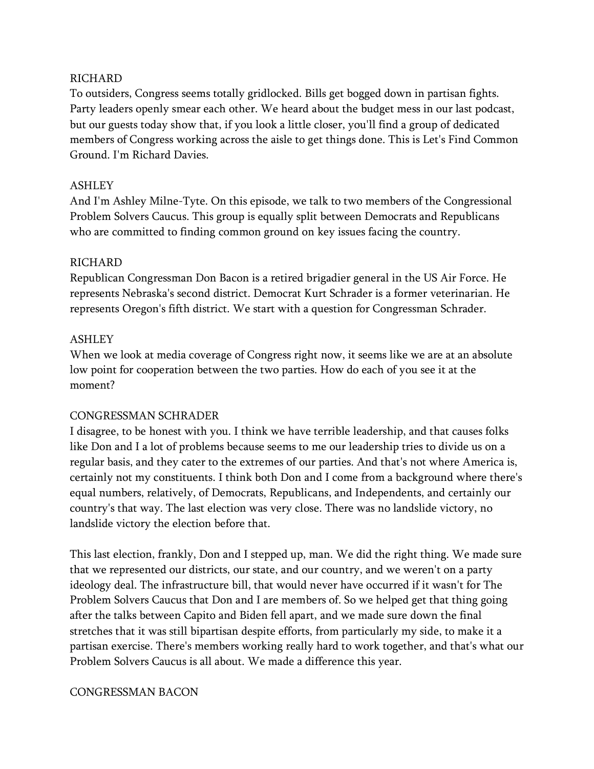RICHARD

To outsiders, Congress seems totally gridlocked. Bills get bogged down in partisan fights. Party leaders openly smear each other. We heard about the budget mess in our last podcast, but our guests today show that, if you look a little closer, you'll find a group of dedicated members of Congress working across the aisle to get things done. This is Let's Find Common Ground. I'm Richard Davies.

ASHLEY

And I'm Ashley Milne-Tyte. On this episode, we talk to two members of the Congressional Problem Solvers Caucus. This group is equally split between Democrats and Republicans who are committed to finding common ground on key issues facing the country.

RICHARD

Republican Congressman Don Bacon is a retired brigadier general in the US Air Force. He represents Nebraska's second district. Democrat Kurt Schrader is a former veterinarian. He represents Oregon's fifth district. We start with a question for Congressman Schrader.

ASHLEY

When we look at media coverage of Congress right now, it seems like we are at an absolute low point for cooperation between the two parties. How do each of you see it at the moment?

CONGRESSMAN SCHRADER

I disagree, to be honest with you. I think we have terrible leadership, and that causes folks like Don and I a lot of problems because seems to me our leadership tries to divide us on a regular basis, and they cater to the extremes of our parties. And that's not where America is, certainly not my constituents. I think both Don and I come from a background where there's equal numbers, relatively, of Democrats, Republicans, and Independents, and certainly our country's that way. The last election was very close. There was no landslide victory, no landslide victory the election before that.

This last election, frankly, Don and I stepped up, man. We did the right thing. We made sure that we represented our districts, our state, and our country, and we weren't on a party ideology deal. The infrastructure bill, that would never have occurred if it wasn't for The Problem Solvers Caucus that Don and I are members of. So we helped get that thing going after the talks between Capito and Biden fell apart, and we made sure down the final stretches that it was still bipartisan despite efforts, from particularly my side, to make it a partisan exercise. There's members working really hard to work together, and that's what our Problem Solvers Caucus is all about. We made a difference this year.

CONGRESSMAN BACON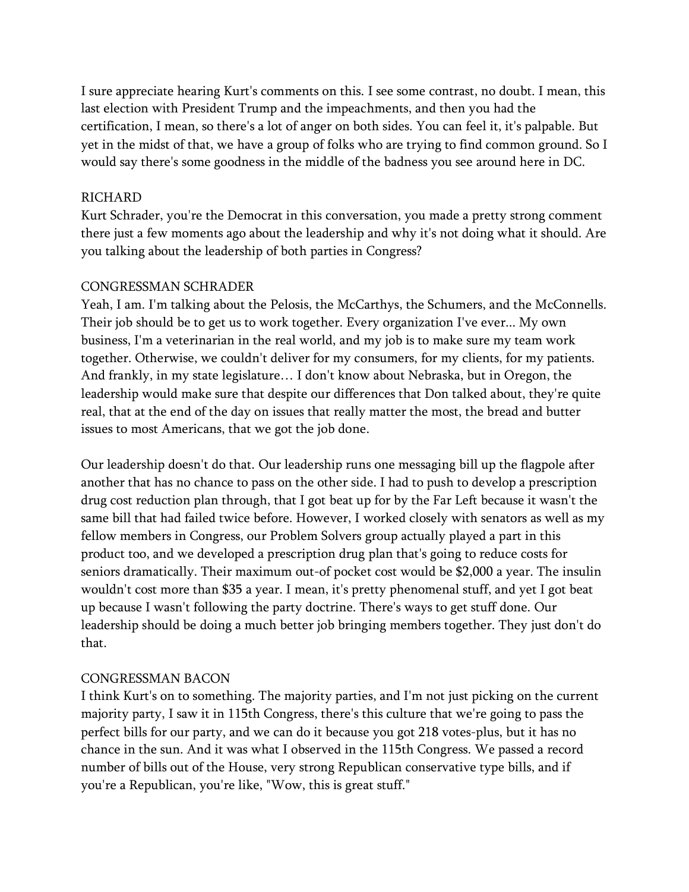I sure appreciate hearing Kurt's comments on this. I see some contrast, no doubt. I mean, this last election with President Trump and the impeachments, and then you had the certification, I mean, so there's a lot of anger on both sides. You can feel it, it's palpable. But yet in the midst of that, we have a group of folks who are trying to find common ground. So I would say there's some goodness in the middle of the badness you see around here in DC.

RICHARD
Kurt Schrader, you're the Democrat in this conversation, you made a pretty strong comment there just a few moments ago about the leadership and why it's not doing what it should. Are you talking about the leadership of both parties in Congress?

CONGRESSMAN SCHRADER
Yeah, I am. I'm talking about the Pelosis, the McCarthys, the Schumers, and the McConnells. Their job should be to get us to work together. Every organization I've ever... My own business, I'm a veterinarian in the real world, and my job is to make sure my team work together. Otherwise, we couldn't deliver for my consumers, for my clients, for my patients. And frankly, in my state legislature… I don't know about Nebraska, but in Oregon, the leadership would make sure that despite our differences that Don talked about, they're quite real, that at the end of the day on issues that really matter the most, the bread and butter issues to most Americans, that we got the job done.

Our leadership doesn't do that. Our leadership runs one messaging bill up the flagpole after another that has no chance to pass on the other side. I had to push to develop a prescription drug cost reduction plan through, that I got beat up for by the Far Left because it wasn't the same bill that had failed twice before. However, I worked closely with senators as well as my fellow members in Congress, our Problem Solvers group actually played a part in this product too, and we developed a prescription drug plan that's going to reduce costs for seniors dramatically. Their maximum out-of pocket cost would be $2,000 a year. The insulin wouldn't cost more than $35 a year. I mean, it's pretty phenomenal stuff, and yet I got beat up because I wasn't following the party doctrine. There's ways to get stuff done. Our leadership should be doing a much better job bringing members together. They just don't do that.

CONGRESSMAN BACON
I think Kurt's on to something. The majority parties, and I'm not just picking on the current majority party, I saw it in 115th Congress, there's this culture that we're going to pass the perfect bills for our party, and we can do it because you got 218 votes-plus, but it has no chance in the sun. And it was what I observed in the 115th Congress. We passed a record number of bills out of the House, very strong Republican conservative type bills, and if you're a Republican, you're like, "Wow, this is great stuff."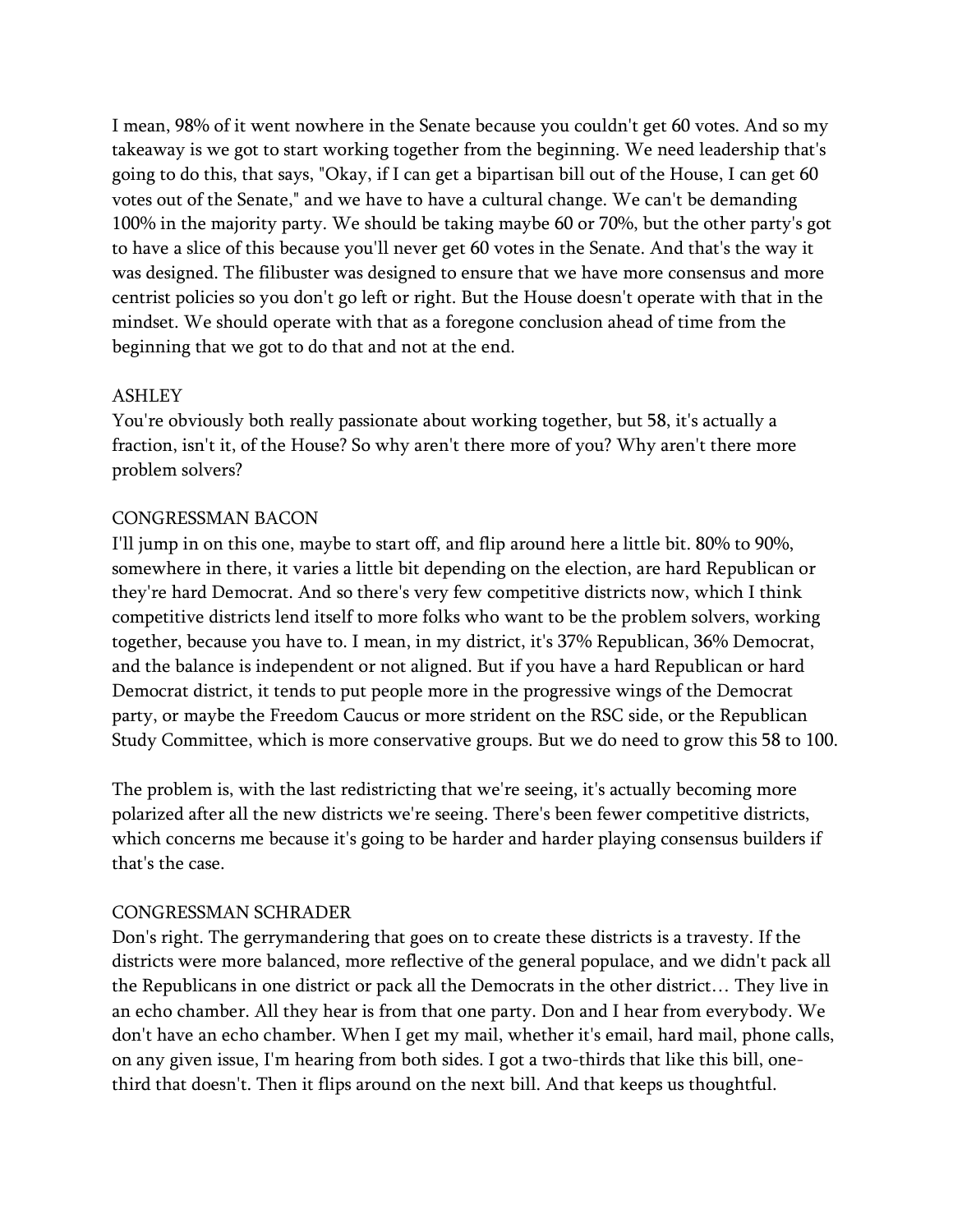I mean, 98% of it went nowhere in the Senate because you couldn't get 60 votes. And so my takeaway is we got to start working together from the beginning. We need leadership that's going to do this, that says, "Okay, if I can get a bipartisan bill out of the House, I can get 60 votes out of the Senate," and we have to have a cultural change. We can't be demanding 100% in the majority party. We should be taking maybe 60 or 70%, but the other party's got to have a slice of this because you'll never get 60 votes in the Senate. And that's the way it was designed. The filibuster was designed to ensure that we have more consensus and more centrist policies so you don't go left or right. But the House doesn't operate with that in the mindset. We should operate with that as a foregone conclusion ahead of time from the beginning that we got to do that and not at the end.

ASHLEY

You're obviously both really passionate about working together, but 58, it's actually a fraction, isn't it, of the House? So why aren't there more of you? Why aren't there more problem solvers?

CONGRESSMAN BACON

I'll jump in on this one, maybe to start off, and flip around here a little bit. 80% to 90%, somewhere in there, it varies a little bit depending on the election, are hard Republican or they're hard Democrat. And so there's very few competitive districts now, which I think competitive districts lend itself to more folks who want to be the problem solvers, working together, because you have to. I mean, in my district, it's 37% Republican, 36% Democrat, and the balance is independent or not aligned. But if you have a hard Republican or hard Democrat district, it tends to put people more in the progressive wings of the Democrat party, or maybe the Freedom Caucus or more strident on the RSC side, or the Republican Study Committee, which is more conservative groups. But we do need to grow this 58 to 100.

The problem is, with the last redistricting that we're seeing, it's actually becoming more polarized after all the new districts we're seeing. There's been fewer competitive districts, which concerns me because it's going to be harder and harder playing consensus builders if that's the case.

CONGRESSMAN SCHRADER

Don's right. The gerrymandering that goes on to create these districts is a travesty. If the districts were more balanced, more reflective of the general populace, and we didn't pack all the Republicans in one district or pack all the Democrats in the other district… They live in an echo chamber. All they hear is from that one party. Don and I hear from everybody. We don't have an echo chamber. When I get my mail, whether it's email, hard mail, phone calls, on any given issue, I'm hearing from both sides. I got a two-thirds that like this bill, one-third that doesn't. Then it flips around on the next bill. And that keeps us thoughtful.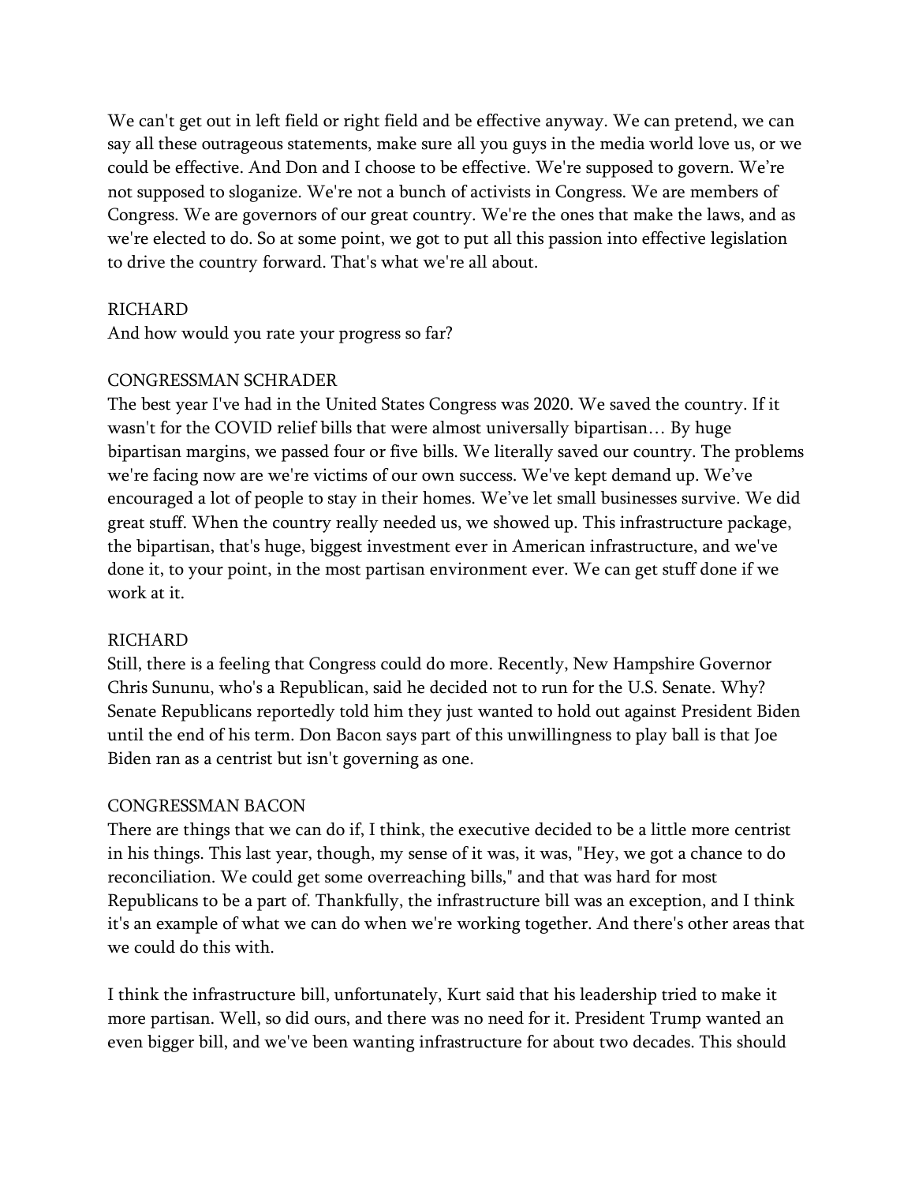We can't get out in left field or right field and be effective anyway. We can pretend, we can say all these outrageous statements, make sure all you guys in the media world love us, or we could be effective. And Don and I choose to be effective. We're supposed to govern. We're not supposed to sloganize. We're not a bunch of activists in Congress. We are members of Congress. We are governors of our great country. We're the ones that make the laws, and as we're elected to do. So at some point, we got to put all this passion into effective legislation to drive the country forward. That's what we're all about.

RICHARD
And how would you rate your progress so far?

CONGRESSMAN SCHRADER
The best year I've had in the United States Congress was 2020. We saved the country. If it wasn't for the COVID relief bills that were almost universally bipartisan… By huge bipartisan margins, we passed four or five bills. We literally saved our country. The problems we're facing now are we're victims of our own success. We've kept demand up. We've encouraged a lot of people to stay in their homes. We've let small businesses survive. We did great stuff. When the country really needed us, we showed up. This infrastructure package, the bipartisan, that's huge, biggest investment ever in American infrastructure, and we've done it, to your point, in the most partisan environment ever. We can get stuff done if we work at it.

RICHARD
Still, there is a feeling that Congress could do more. Recently, New Hampshire Governor Chris Sununu, who's a Republican, said he decided not to run for the U.S. Senate. Why? Senate Republicans reportedly told him they just wanted to hold out against President Biden until the end of his term. Don Bacon says part of this unwillingness to play ball is that Joe Biden ran as a centrist but isn't governing as one.

CONGRESSMAN BACON
There are things that we can do if, I think, the executive decided to be a little more centrist in his things. This last year, though, my sense of it was, it was, "Hey, we got a chance to do reconciliation. We could get some overreaching bills," and that was hard for most Republicans to be a part of. Thankfully, the infrastructure bill was an exception, and I think it's an example of what we can do when we're working together. And there's other areas that we could do this with.

I think the infrastructure bill, unfortunately, Kurt said that his leadership tried to make it more partisan. Well, so did ours, and there was no need for it. President Trump wanted an even bigger bill, and we've been wanting infrastructure for about two decades. This should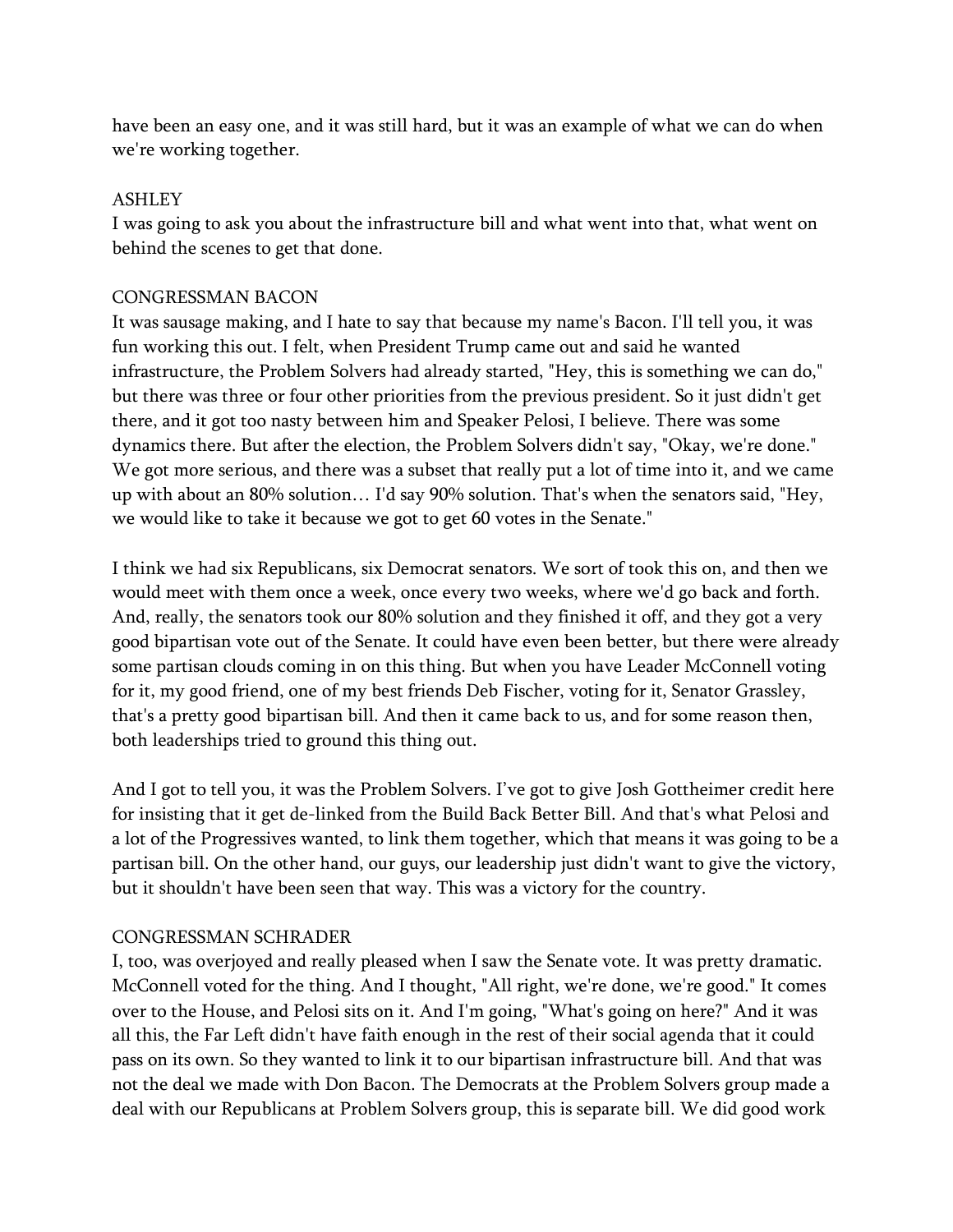have been an easy one, and it was still hard, but it was an example of what we can do when we're working together.

ASHLEY
I was going to ask you about the infrastructure bill and what went into that, what went on behind the scenes to get that done.

CONGRESSMAN BACON
It was sausage making, and I hate to say that because my name's Bacon. I'll tell you, it was fun working this out. I felt, when President Trump came out and said he wanted infrastructure, the Problem Solvers had already started, "Hey, this is something we can do," but there was three or four other priorities from the previous president. So it just didn't get there, and it got too nasty between him and Speaker Pelosi, I believe. There was some dynamics there. But after the election, the Problem Solvers didn't say, "Okay, we're done." We got more serious, and there was a subset that really put a lot of time into it, and we came up with about an 80% solution… I'd say 90% solution. That's when the senators said, "Hey, we would like to take it because we got to get 60 votes in the Senate."

I think we had six Republicans, six Democrat senators. We sort of took this on, and then we would meet with them once a week, once every two weeks, where we'd go back and forth. And, really, the senators took our 80% solution and they finished it off, and they got a very good bipartisan vote out of the Senate. It could have even been better, but there were already some partisan clouds coming in on this thing. But when you have Leader McConnell voting for it, my good friend, one of my best friends Deb Fischer, voting for it, Senator Grassley, that's a pretty good bipartisan bill. And then it came back to us, and for some reason then, both leaderships tried to ground this thing out.

And I got to tell you, it was the Problem Solvers. I've got to give Josh Gottheimer credit here for insisting that it get de-linked from the Build Back Better Bill. And that's what Pelosi and a lot of the Progressives wanted, to link them together, which that means it was going to be a partisan bill. On the other hand, our guys, our leadership just didn't want to give the victory, but it shouldn't have been seen that way. This was a victory for the country.

CONGRESSMAN SCHRADER
I, too, was overjoyed and really pleased when I saw the Senate vote. It was pretty dramatic. McConnell voted for the thing. And I thought, "All right, we're done, we're good." It comes over to the House, and Pelosi sits on it. And I'm going, "What's going on here?" And it was all this, the Far Left didn't have faith enough in the rest of their social agenda that it could pass on its own. So they wanted to link it to our bipartisan infrastructure bill. And that was not the deal we made with Don Bacon. The Democrats at the Problem Solvers group made a deal with our Republicans at Problem Solvers group, this is separate bill. We did good work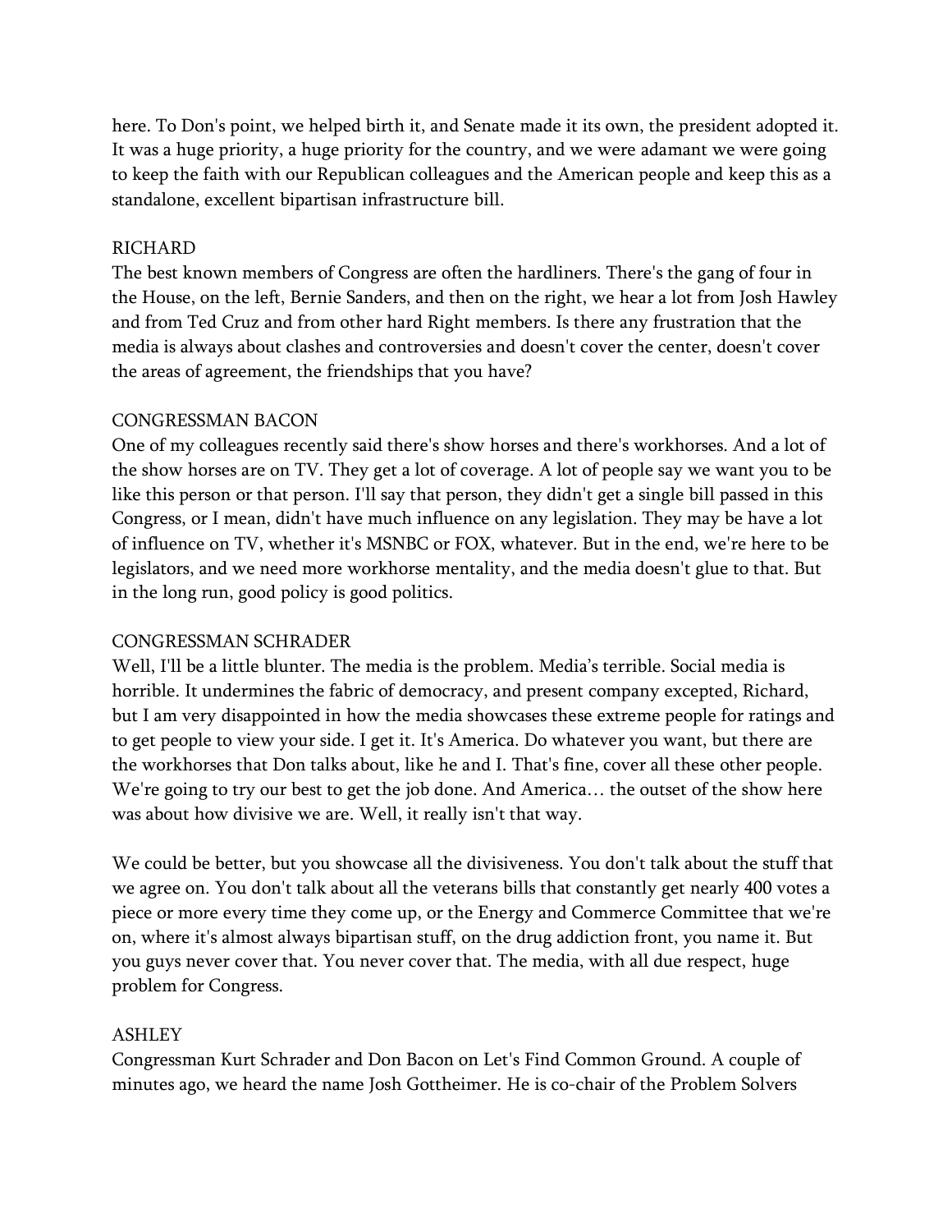here. To Don's point, we helped birth it, and Senate made it its own, the president adopted it. It was a huge priority, a huge priority for the country, and we were adamant we were going to keep the faith with our Republican colleagues and the American people and keep this as a standalone, excellent bipartisan infrastructure bill.

RICHARD
The best known members of Congress are often the hardliners. There's the gang of four in the House, on the left, Bernie Sanders, and then on the right, we hear a lot from Josh Hawley and from Ted Cruz and from other hard Right members. Is there any frustration that the media is always about clashes and controversies and doesn't cover the center, doesn't cover the areas of agreement, the friendships that you have?

CONGRESSMAN BACON
One of my colleagues recently said there's show horses and there's workhorses. And a lot of the show horses are on TV. They get a lot of coverage. A lot of people say we want you to be like this person or that person. I'll say that person, they didn't get a single bill passed in this Congress, or I mean, didn't have much influence on any legislation. They may be have a lot of influence on TV, whether it's MSNBC or FOX, whatever. But in the end, we're here to be legislators, and we need more workhorse mentality, and the media doesn't glue to that. But in the long run, good policy is good politics.

CONGRESSMAN SCHRADER
Well, I'll be a little blunter. The media is the problem. Media's terrible. Social media is horrible. It undermines the fabric of democracy, and present company excepted, Richard, but I am very disappointed in how the media showcases these extreme people for ratings and to get people to view your side. I get it. It's America. Do whatever you want, but there are the workhorses that Don talks about, like he and I. That's fine, cover all these other people. We're going to try our best to get the job done. And America… the outset of the show here was about how divisive we are. Well, it really isn't that way.

We could be better, but you showcase all the divisiveness. You don't talk about the stuff that we agree on. You don't talk about all the veterans bills that constantly get nearly 400 votes a piece or more every time they come up, or the Energy and Commerce Committee that we're on, where it's almost always bipartisan stuff, on the drug addiction front, you name it. But you guys never cover that. You never cover that. The media, with all due respect, huge problem for Congress.

ASHLEY
Congressman Kurt Schrader and Don Bacon on Let's Find Common Ground. A couple of minutes ago, we heard the name Josh Gottheimer. He is co-chair of the Problem Solvers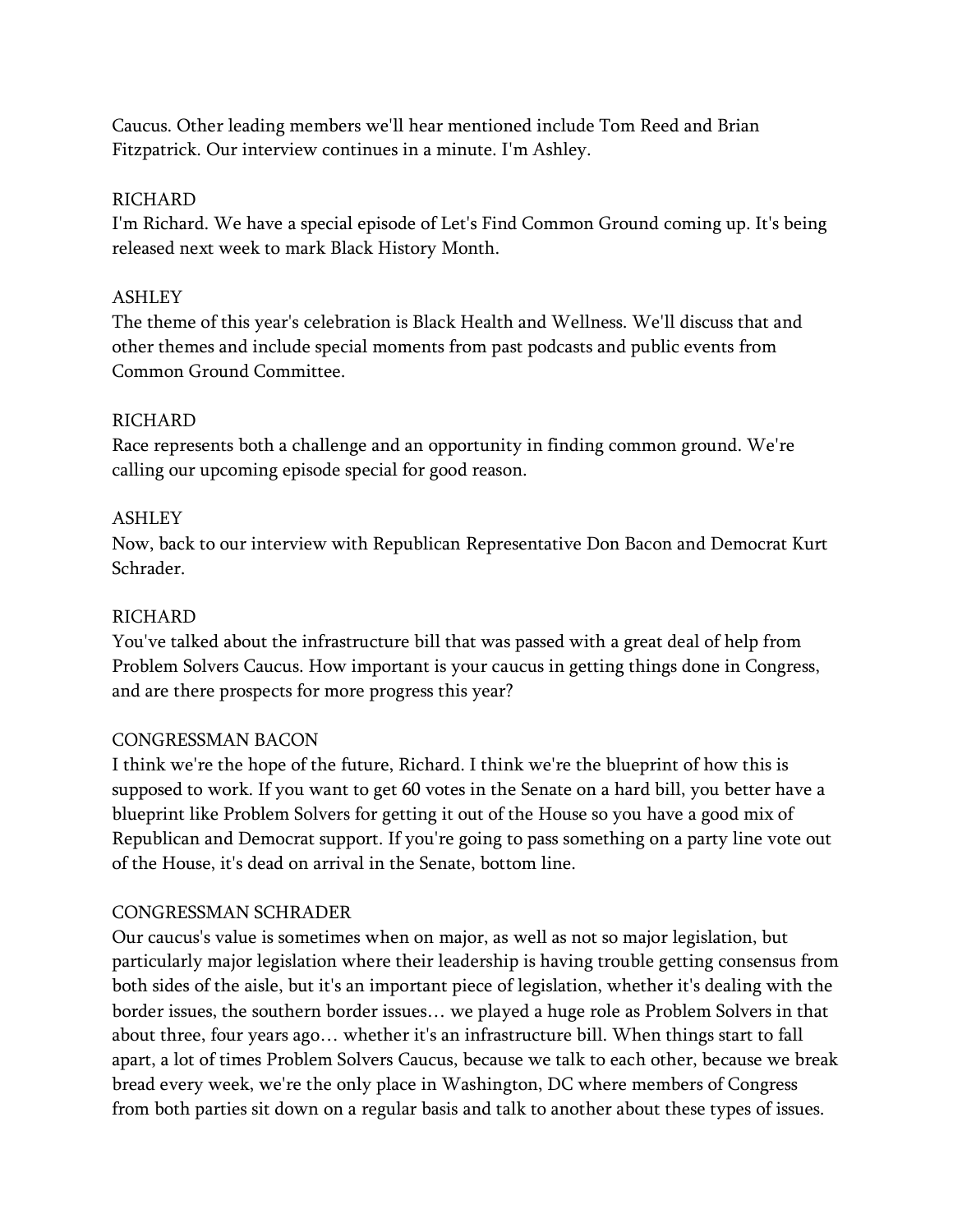Caucus. Other leading members we'll hear mentioned include Tom Reed and Brian Fitzpatrick. Our interview continues in a minute. I'm Ashley.

RICHARD
I'm Richard. We have a special episode of Let's Find Common Ground coming up. It's being released next week to mark Black History Month.

ASHLEY
The theme of this year's celebration is Black Health and Wellness. We'll discuss that and other themes and include special moments from past podcasts and public events from Common Ground Committee.

RICHARD
Race represents both a challenge and an opportunity in finding common ground. We're calling our upcoming episode special for good reason.

ASHLEY
Now, back to our interview with Republican Representative Don Bacon and Democrat Kurt Schrader.

RICHARD
You've talked about the infrastructure bill that was passed with a great deal of help from Problem Solvers Caucus. How important is your caucus in getting things done in Congress, and are there prospects for more progress this year?

CONGRESSMAN BACON
I think we're the hope of the future, Richard. I think we're the blueprint of how this is supposed to work. If you want to get 60 votes in the Senate on a hard bill, you better have a blueprint like Problem Solvers for getting it out of the House so you have a good mix of Republican and Democrat support. If you're going to pass something on a party line vote out of the House, it's dead on arrival in the Senate, bottom line.

CONGRESSMAN SCHRADER
Our caucus's value is sometimes when on major, as well as not so major legislation, but particularly major legislation where their leadership is having trouble getting consensus from both sides of the aisle, but it's an important piece of legislation, whether it's dealing with the border issues, the southern border issues… we played a huge role as Problem Solvers in that about three, four years ago… whether it's an infrastructure bill. When things start to fall apart, a lot of times Problem Solvers Caucus, because we talk to each other, because we break bread every week, we're the only place in Washington, DC where members of Congress from both parties sit down on a regular basis and talk to another about these types of issues.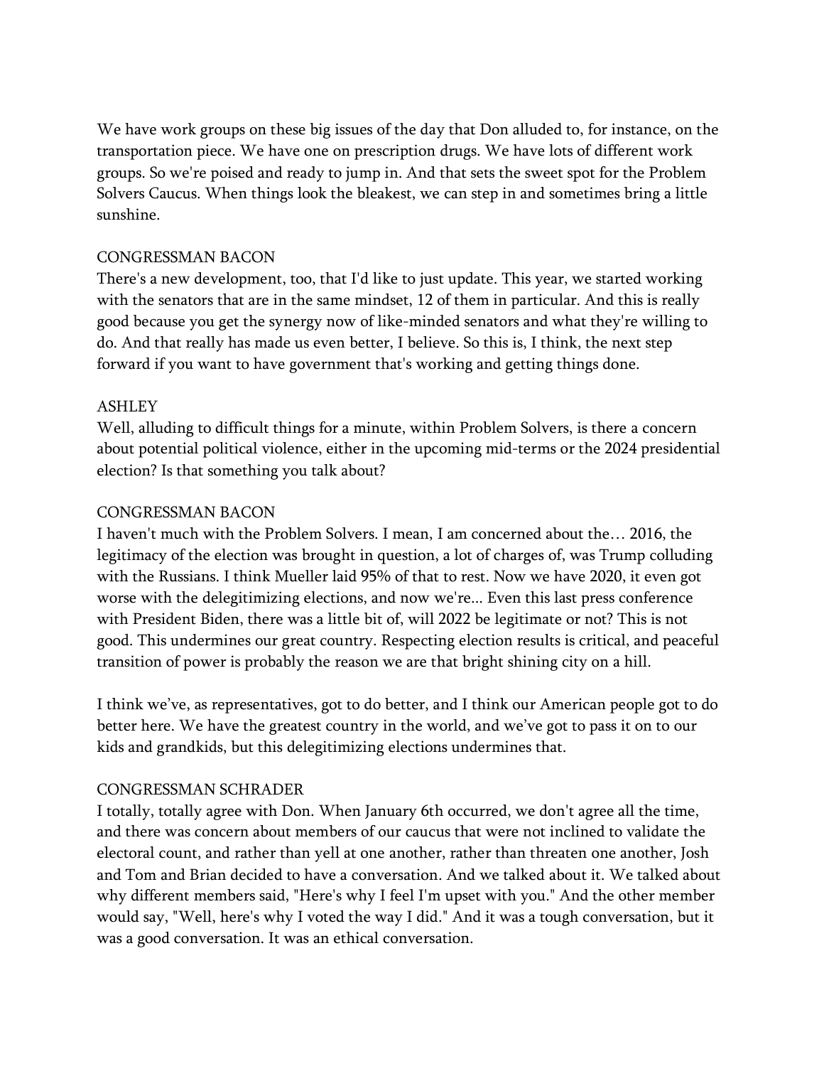We have work groups on these big issues of the day that Don alluded to, for instance, on the transportation piece. We have one on prescription drugs. We have lots of different work groups. So we're poised and ready to jump in. And that sets the sweet spot for the Problem Solvers Caucus. When things look the bleakest, we can step in and sometimes bring a little sunshine.

CONGRESSMAN BACON
There's a new development, too, that I'd like to just update. This year, we started working with the senators that are in the same mindset, 12 of them in particular. And this is really good because you get the synergy now of like-minded senators and what they're willing to do. And that really has made us even better, I believe. So this is, I think, the next step forward if you want to have government that's working and getting things done.

ASHLEY
Well, alluding to difficult things for a minute, within Problem Solvers, is there a concern about potential political violence, either in the upcoming mid-terms or the 2024 presidential election? Is that something you talk about?

CONGRESSMAN BACON
I haven't much with the Problem Solvers. I mean, I am concerned about the… 2016, the legitimacy of the election was brought in question, a lot of charges of, was Trump colluding with the Russians. I think Mueller laid 95% of that to rest. Now we have 2020, it even got worse with the delegitimizing elections, and now we're... Even this last press conference with President Biden, there was a little bit of, will 2022 be legitimate or not? This is not good. This undermines our great country. Respecting election results is critical, and peaceful transition of power is probably the reason we are that bright shining city on a hill.

I think we've, as representatives, got to do better, and I think our American people got to do better here. We have the greatest country in the world, and we've got to pass it on to our kids and grandkids, but this delegitimizing elections undermines that.

CONGRESSMAN SCHRADER
I totally, totally agree with Don. When January 6th occurred, we don't agree all the time, and there was concern about members of our caucus that were not inclined to validate the electoral count, and rather than yell at one another, rather than threaten one another, Josh and Tom and Brian decided to have a conversation. And we talked about it. We talked about why different members said, "Here's why I feel I'm upset with you." And the other member would say, "Well, here's why I voted the way I did." And it was a tough conversation, but it was a good conversation. It was an ethical conversation.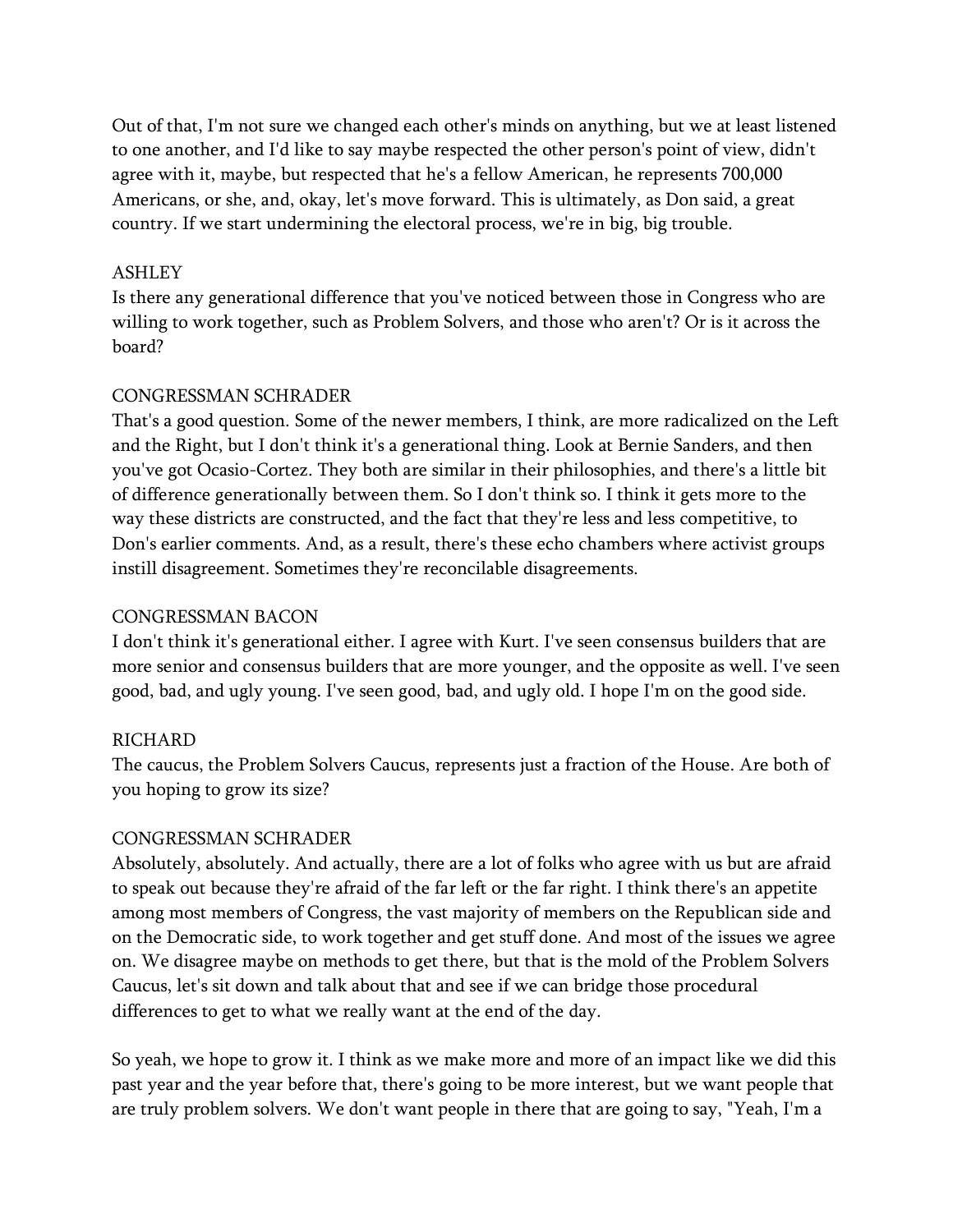Out of that, I'm not sure we changed each other's minds on anything, but we at least listened to one another, and I'd like to say maybe respected the other person's point of view, didn't agree with it, maybe, but respected that he's a fellow American, he represents 700,000 Americans, or she, and, okay, let's move forward. This is ultimately, as Don said, a great country. If we start undermining the electoral process, we're in big, big trouble.

ASHLEY
Is there any generational difference that you've noticed between those in Congress who are willing to work together, such as Problem Solvers, and those who aren't? Or is it across the board?

CONGRESSMAN SCHRADER
That's a good question. Some of the newer members, I think, are more radicalized on the Left and the Right, but I don't think it's a generational thing. Look at Bernie Sanders, and then you've got Ocasio-Cortez. They both are similar in their philosophies, and there's a little bit of difference generationally between them. So I don't think so. I think it gets more to the way these districts are constructed, and the fact that they're less and less competitive, to Don's earlier comments. And, as a result, there's these echo chambers where activist groups instill disagreement. Sometimes they're reconcilable disagreements.

CONGRESSMAN BACON
I don't think it's generational either. I agree with Kurt. I've seen consensus builders that are more senior and consensus builders that are more younger, and the opposite as well. I've seen good, bad, and ugly young. I've seen good, bad, and ugly old. I hope I'm on the good side.

RICHARD
The caucus, the Problem Solvers Caucus, represents just a fraction of the House. Are both of you hoping to grow its size?

CONGRESSMAN SCHRADER
Absolutely, absolutely. And actually, there are a lot of folks who agree with us but are afraid to speak out because they're afraid of the far left or the far right. I think there's an appetite among most members of Congress, the vast majority of members on the Republican side and on the Democratic side, to work together and get stuff done. And most of the issues we agree on. We disagree maybe on methods to get there, but that is the mold of the Problem Solvers Caucus, let's sit down and talk about that and see if we can bridge those procedural differences to get to what we really want at the end of the day.

So yeah, we hope to grow it. I think as we make more and more of an impact like we did this past year and the year before that, there's going to be more interest, but we want people that are truly problem solvers. We don't want people in there that are going to say, "Yeah, I'm a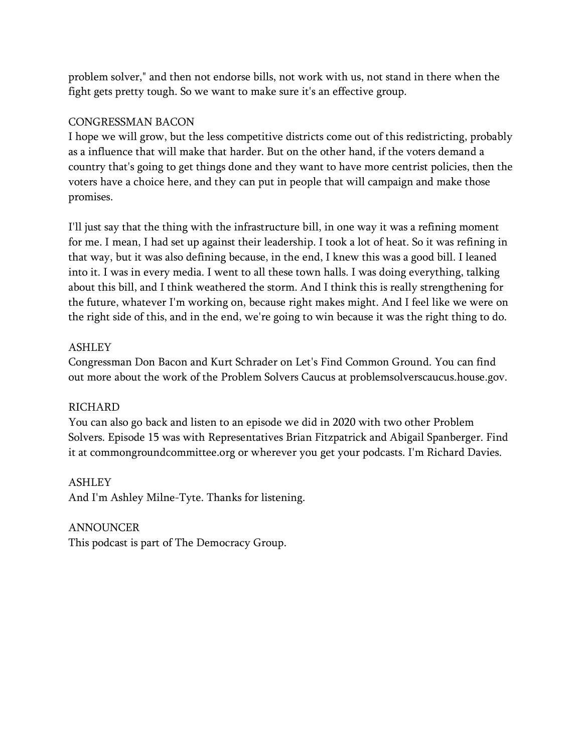problem solver," and then not endorse bills, not work with us, not stand in there when the fight gets pretty tough. So we want to make sure it's an effective group.

CONGRESSMAN BACON
I hope we will grow, but the less competitive districts come out of this redistricting, probably as a influence that will make that harder. But on the other hand, if the voters demand a country that's going to get things done and they want to have more centrist policies, then the voters have a choice here, and they can put in people that will campaign and make those promises.

I'll just say that the thing with the infrastructure bill, in one way it was a refining moment for me. I mean, I had set up against their leadership. I took a lot of heat. So it was refining in that way, but it was also defining because, in the end, I knew this was a good bill. I leaned into it. I was in every media. I went to all these town halls. I was doing everything, talking about this bill, and I think weathered the storm. And I think this is really strengthening for the future, whatever I'm working on, because right makes might. And I feel like we were on the right side of this, and in the end, we're going to win because it was the right thing to do.

ASHLEY
Congressman Don Bacon and Kurt Schrader on Let's Find Common Ground. You can find out more about the work of the Problem Solvers Caucus at problemsolverscaucus.house.gov.

RICHARD
You can also go back and listen to an episode we did in 2020 with two other Problem Solvers. Episode 15 was with Representatives Brian Fitzpatrick and Abigail Spanberger. Find it at commongroundcommittee.org or wherever you get your podcasts. I'm Richard Davies.

ASHLEY
And I'm Ashley Milne-Tyte. Thanks for listening.

ANNOUNCER
This podcast is part of The Democracy Group.